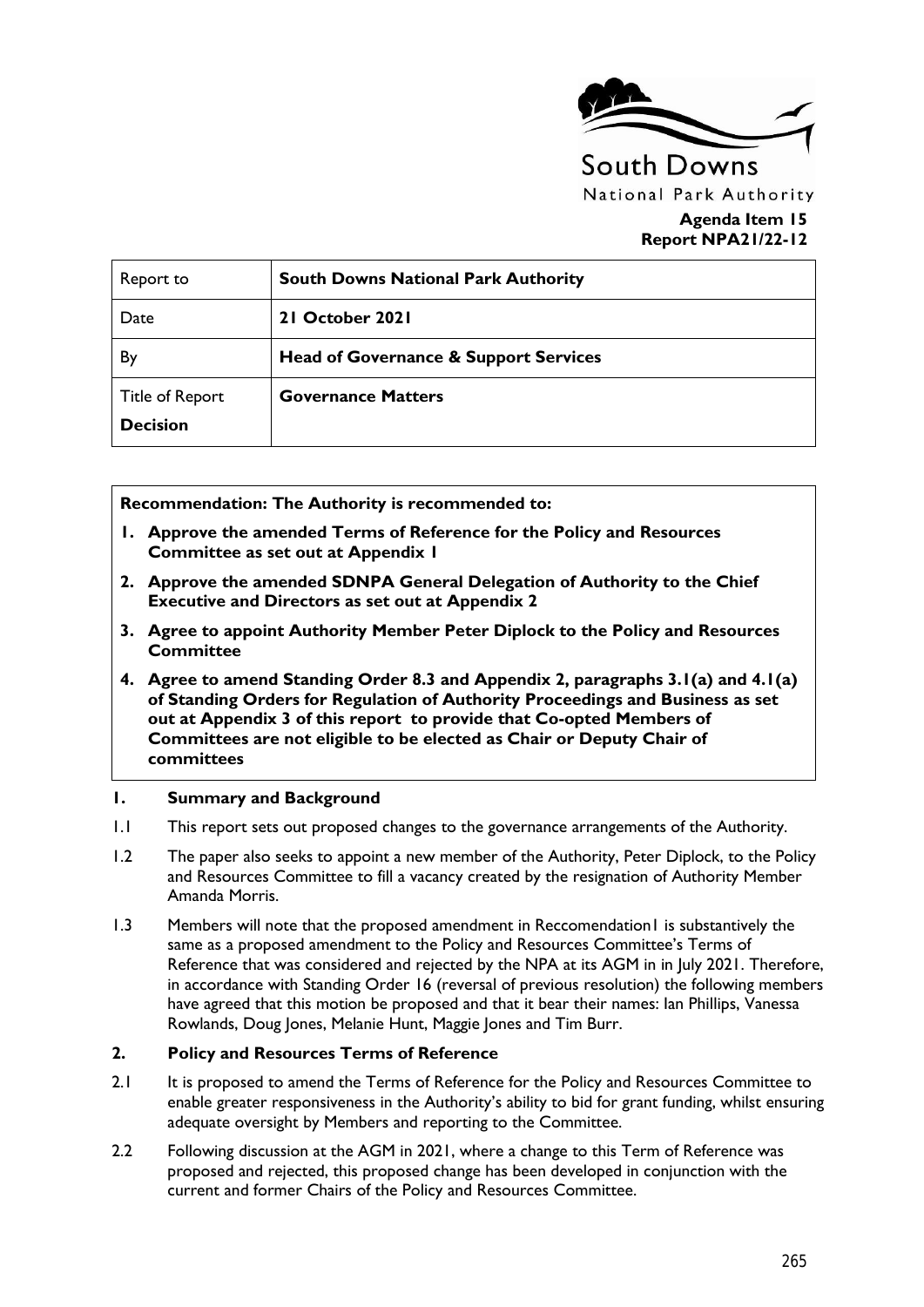South Downs

National Park Authority

**Agenda Item 15**
**Report NPA21/22-12**

| Report to | **South Downs National Park Authority** |
|---|---|
| Date | **21 October 2021** |
| By | **Head of Governance & Support Services** |
| Title of Report **Decision** | **Governance Matters** |

**Recommendation: The Authority is recommended to:**

1. **Approve the amended Terms of Reference for the Policy and Resources Committee as set out at Appendix 1**
2. **Approve the amended SDNPA General Delegation of Authority to the Chief Executive and Directors as set out at Appendix 2**
3. **Agree to appoint Authority Member Peter Diplock to the Policy and Resources Committee**
4. **Agree to amend Standing Order 8.3 and Appendix 2, paragraphs 3.1(a) and 4.1(a) of Standing Orders for Regulation of Authority Proceedings and Business as set out at Appendix 3 of this report to provide that Co-opted Members of Committees are not eligible to be elected as Chair or Deputy Chair of committees**

## 1. Summary and Background

1.1 This report sets out proposed changes to the governance arrangements of the Authority.

1.2 The paper also seeks to appoint a new member of the Authority, Peter Diplock, to the Policy and Resources Committee to fill a vacancy created by the resignation of Authority Member Amanda Morris.

1.3 Members will note that the proposed amendment in Reccomendation1 is substantively the same as a proposed amendment to the Policy and Resources Committee's Terms of Reference that was considered and rejected by the NPA at its AGM in in July 2021. Therefore, in accordance with Standing Order 16 (reversal of previous resolution) the following members have agreed that this motion be proposed and that it bear their names: Ian Phillips, Vanessa Rowlands, Doug Jones, Melanie Hunt, Maggie Jones and Tim Burr.

## 2. Policy and Resources Terms of Reference

2.1 It is proposed to amend the Terms of Reference for the Policy and Resources Committee to enable greater responsiveness in the Authority's ability to bid for grant funding, whilst ensuring adequate oversight by Members and reporting to the Committee.

2.2 Following discussion at the AGM in 2021, where a change to this Term of Reference was proposed and rejected, this proposed change has been developed in conjunction with the current and former Chairs of the Policy and Resources Committee.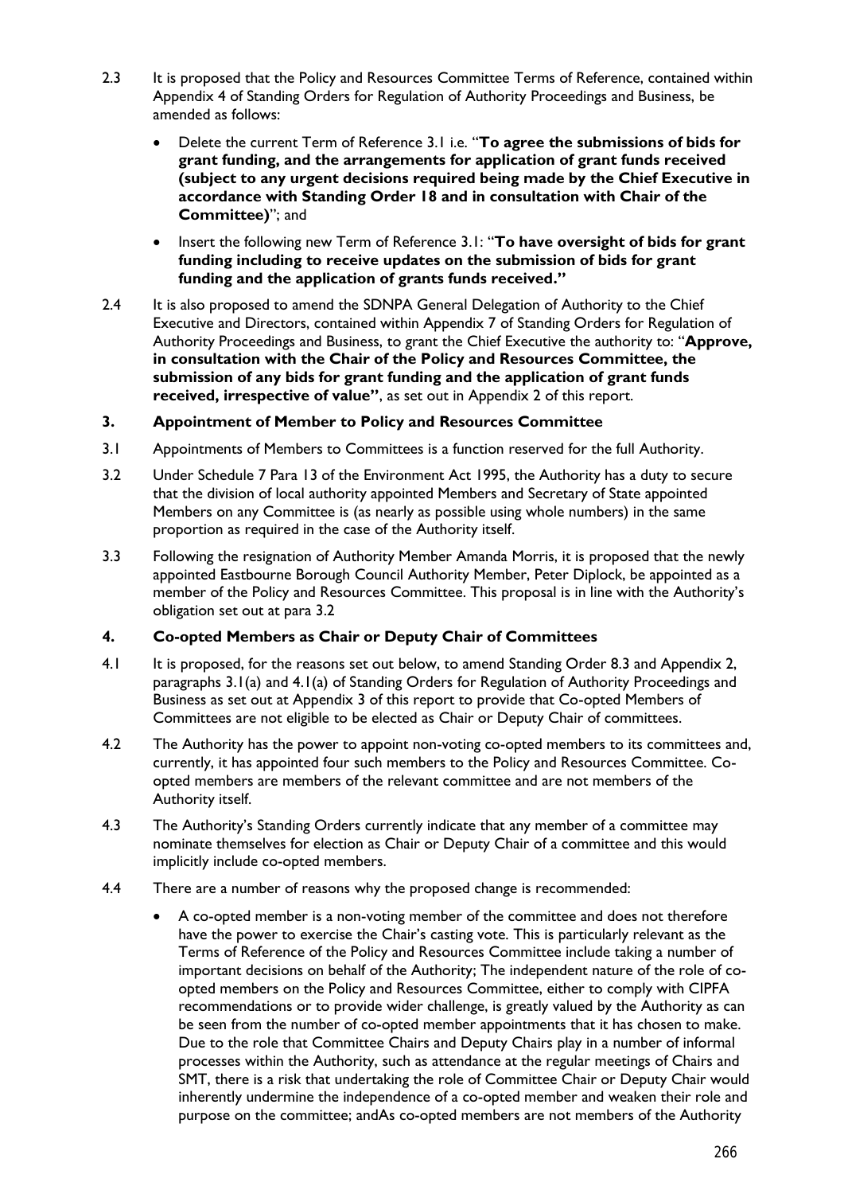2.3 It is proposed that the Policy and Resources Committee Terms of Reference, contained within Appendix 4 of Standing Orders for Regulation of Authority Proceedings and Business, be amended as follows:

- Delete the current Term of Reference 3.1 i.e. "**To agree the submissions of bids for grant funding, and the arrangements for application of grant funds received (subject to any urgent decisions required being made by the Chief Executive in accordance with Standing Order 18 and in consultation with Chair of the Committee)**"; and
- Insert the following new Term of Reference 3.1: "**To have oversight of bids for grant funding including to receive updates on the submission of bids for grant funding and the application of grants funds received.**"

2.4 It is also proposed to amend the SDNPA General Delegation of Authority to the Chief Executive and Directors, contained within Appendix 7 of Standing Orders for Regulation of Authority Proceedings and Business, to grant the Chief Executive the authority to: "**Approve, in consultation with the Chair of the Policy and Resources Committee, the submission of any bids for grant funding and the application of grant funds received, irrespective of value"**, as set out in Appendix 2 of this report.

## 3. Appointment of Member to Policy and Resources Committee

3.1 Appointments of Members to Committees is a function reserved for the full Authority.

3.2 Under Schedule 7 Para 13 of the Environment Act 1995, the Authority has a duty to secure that the division of local authority appointed Members and Secretary of State appointed Members on any Committee is (as nearly as possible using whole numbers) in the same proportion as required in the case of the Authority itself.

3.3 Following the resignation of Authority Member Amanda Morris, it is proposed that the newly appointed Eastbourne Borough Council Authority Member, Peter Diplock, be appointed as a member of the Policy and Resources Committee. This proposal is in line with the Authority's obligation set out at para 3.2

## 4. Co-opted Members as Chair or Deputy Chair of Committees

4.1 It is proposed, for the reasons set out below, to amend Standing Order 8.3 and Appendix 2, paragraphs 3.1(a) and 4.1(a) of Standing Orders for Regulation of Authority Proceedings and Business as set out at Appendix 3 of this report to provide that Co-opted Members of Committees are not eligible to be elected as Chair or Deputy Chair of committees.

4.2 The Authority has the power to appoint non-voting co-opted members to its committees and, currently, it has appointed four such members to the Policy and Resources Committee. Co-opted members are members of the relevant committee and are not members of the Authority itself.

4.3 The Authority's Standing Orders currently indicate that any member of a committee may nominate themselves for election as Chair or Deputy Chair of a committee and this would implicitly include co-opted members.

4.4 There are a number of reasons why the proposed change is recommended:

- A co-opted member is a non-voting member of the committee and does not therefore have the power to exercise the Chair's casting vote. This is particularly relevant as the Terms of Reference of the Policy and Resources Committee include taking a number of important decisions on behalf of the Authority; The independent nature of the role of co-opted members on the Policy and Resources Committee, either to comply with CIPFA recommendations or to provide wider challenge, is greatly valued by the Authority as can be seen from the number of co-opted member appointments that it has chosen to make. Due to the role that Committee Chairs and Deputy Chairs play in a number of informal processes within the Authority, such as attendance at the regular meetings of Chairs and SMT, there is a risk that undertaking the role of Committee Chair or Deputy Chair would inherently undermine the independence of a co-opted member and weaken their role and purpose on the committee; andAs co-opted members are not members of the Authority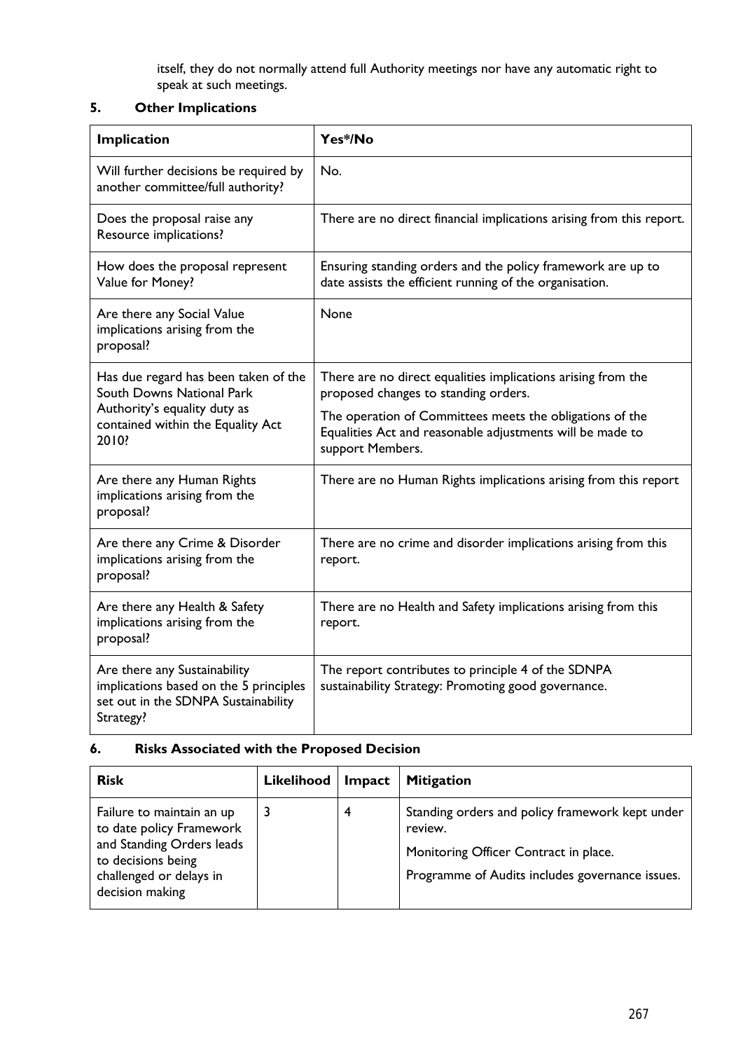itself, they do not normally attend full Authority meetings nor have any automatic right to speak at such meetings.

## 5. Other Implications

| Implication | Yes*/No |
|---|---|
| Will further decisions be required by another committee/full authority? | No. |
| Does the proposal raise any Resource implications? | There are no direct financial implications arising from this report. |
| How does the proposal represent Value for Money? | Ensuring standing orders and the policy framework are up to date assists the efficient running of the organisation. |
| Are there any Social Value implications arising from the proposal? | None |
| Has due regard has been taken of the South Downs National Park Authority's equality duty as contained within the Equality Act 2010? | There are no direct equalities implications arising from the proposed changes to standing orders.<br><br>The operation of Committees meets the obligations of the Equalities Act and reasonable adjustments will be made to support Members. |
| Are there any Human Rights implications arising from the proposal? | There are no Human Rights implications arising from this report |
| Are there any Crime & Disorder implications arising from the proposal? | There are no crime and disorder implications arising from this report. |
| Are there any Health & Safety implications arising from the proposal? | There are no Health and Safety implications arising from this report. |
| Are there any Sustainability implications based on the 5 principles set out in the SDNPA Sustainability Strategy? | The report contributes to principle 4 of the SDNPA sustainability Strategy: Promoting good governance. |

## 6. Risks Associated with the Proposed Decision

| Risk | Likelihood | Impact | Mitigation |
|---|---|---|---|
| Failure to maintain an up to date policy Framework and Standing Orders leads to decisions being challenged or delays in decision making | 3 | 4 | Standing orders and policy framework kept under review.<br><br>Monitoring Officer Contract in place.<br><br>Programme of Audits includes governance issues. |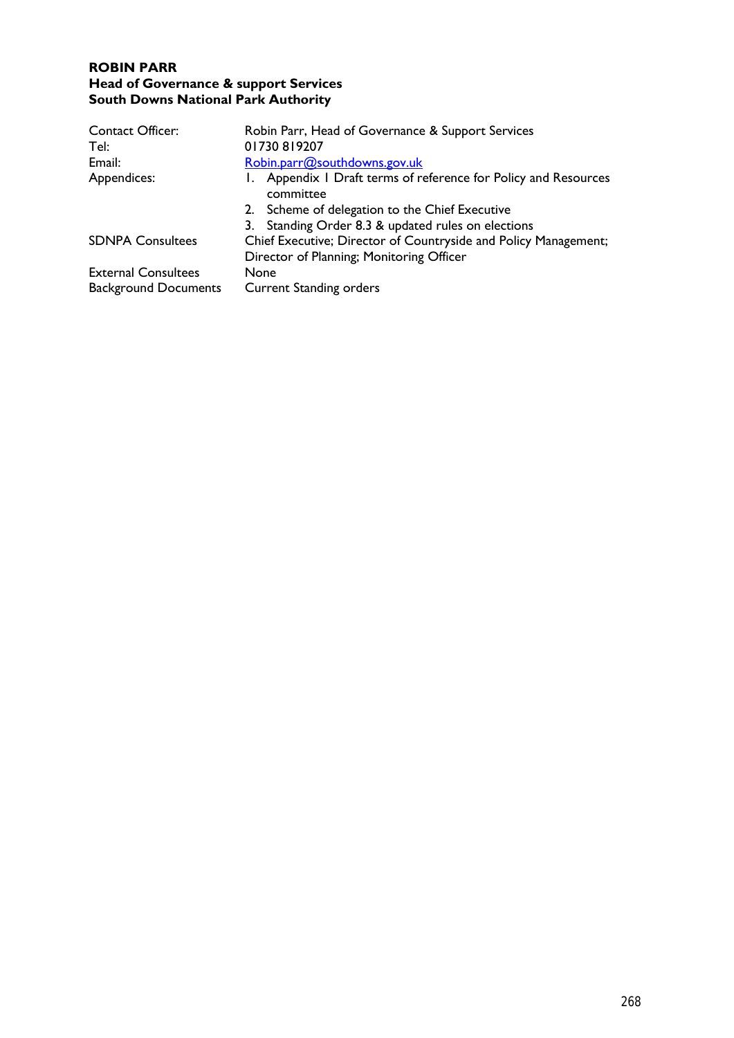**ROBIN PARR**
**Head of Governance & support Services**
**South Downs National Park Authority**

| | |
|---|---|
| Contact Officer: | Robin Parr, Head of Governance & Support Services |
| Tel: | 01730 819207 |
| Email: | Robin.parr@southdowns.gov.uk |
| Appendices: | 1. Appendix 1 Draft terms of reference for Policy and Resources committee<br>2. Scheme of delegation to the Chief Executive<br>3. Standing Order 8.3 & updated rules on elections |
| SDNPA Consultees | Chief Executive; Director of Countryside and Policy Management; Director of Planning; Monitoring Officer |
| External Consultees | None |
| Background Documents | Current Standing orders |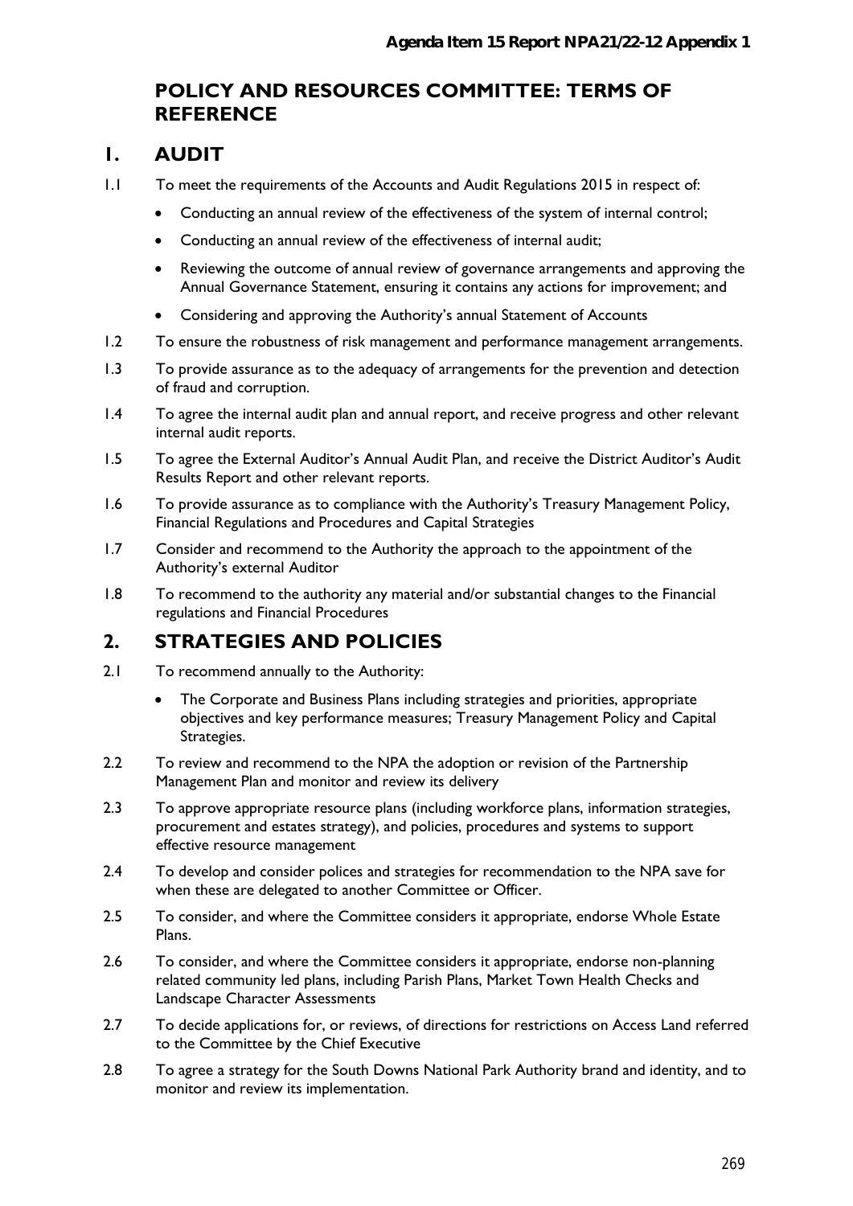## POLICY AND RESOURCES COMMITTEE: TERMS OF REFERENCE

### 1. AUDIT

1.1 To meet the requirements of the Accounts and Audit Regulations 2015 in respect of:

- Conducting an annual review of the effectiveness of the system of internal control;
- Conducting an annual review of the effectiveness of internal audit;
- Reviewing the outcome of annual review of governance arrangements and approving the Annual Governance Statement, ensuring it contains any actions for improvement; and
- Considering and approving the Authority's annual Statement of Accounts

1.2 To ensure the robustness of risk management and performance management arrangements.

1.3 To provide assurance as to the adequacy of arrangements for the prevention and detection of fraud and corruption.

1.4 To agree the internal audit plan and annual report, and receive progress and other relevant internal audit reports.

1.5 To agree the External Auditor's Annual Audit Plan, and receive the District Auditor's Audit Results Report and other relevant reports.

1.6 To provide assurance as to compliance with the Authority's Treasury Management Policy, Financial Regulations and Procedures and Capital Strategies

1.7 Consider and recommend to the Authority the approach to the appointment of the Authority's external Auditor

1.8 To recommend to the authority any material and/or substantial changes to the Financial regulations and Financial Procedures

### 2. STRATEGIES AND POLICIES

2.1 To recommend annually to the Authority:

- The Corporate and Business Plans including strategies and priorities, appropriate objectives and key performance measures; Treasury Management Policy and Capital Strategies.

2.2 To review and recommend to the NPA the adoption or revision of the Partnership Management Plan and monitor and review its delivery

2.3 To approve appropriate resource plans (including workforce plans, information strategies, procurement and estates strategy), and policies, procedures and systems to support effective resource management

2.4 To develop and consider polices and strategies for recommendation to the NPA save for when these are delegated to another Committee or Officer.

2.5 To consider, and where the Committee considers it appropriate, endorse Whole Estate Plans.

2.6 To consider, and where the Committee considers it appropriate, endorse non-planning related community led plans, including Parish Plans, Market Town Health Checks and Landscape Character Assessments

2.7 To decide applications for, or reviews, of directions for restrictions on Access Land referred to the Committee by the Chief Executive

2.8 To agree a strategy for the South Downs National Park Authority brand and identity, and to monitor and review its implementation.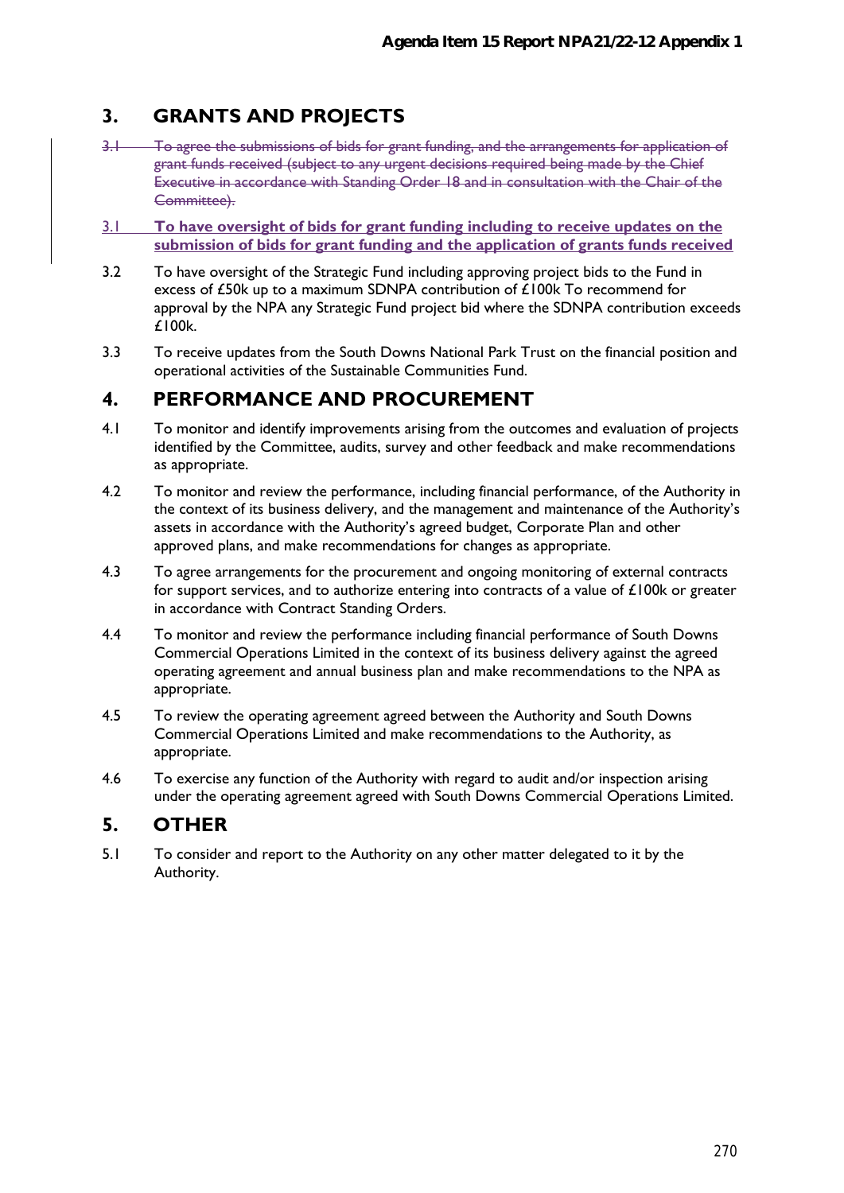## 3. GRANTS AND PROJECTS

~~3.1 To agree the submissions of bids for grant funding, and the arrangements for application of grant funds received (subject to any urgent decisions required being made by the Chief Executive in accordance with Standing Order 18 and in consultation with the Chair of the Committee).~~

3.1 **To have oversight of bids for grant funding including to receive updates on the submission of bids for grant funding and the application of grants funds received**

3.2 To have oversight of the Strategic Fund including approving project bids to the Fund in excess of £50k up to a maximum SDNPA contribution of £100k To recommend for approval by the NPA any Strategic Fund project bid where the SDNPA contribution exceeds £100k.

3.3 To receive updates from the South Downs National Park Trust on the financial position and operational activities of the Sustainable Communities Fund.

## 4. PERFORMANCE AND PROCUREMENT

4.1 To monitor and identify improvements arising from the outcomes and evaluation of projects identified by the Committee, audits, survey and other feedback and make recommendations as appropriate.

4.2 To monitor and review the performance, including financial performance, of the Authority in the context of its business delivery, and the management and maintenance of the Authority's assets in accordance with the Authority's agreed budget, Corporate Plan and other approved plans, and make recommendations for changes as appropriate.

4.3 To agree arrangements for the procurement and ongoing monitoring of external contracts for support services, and to authorize entering into contracts of a value of £100k or greater in accordance with Contract Standing Orders.

4.4 To monitor and review the performance including financial performance of South Downs Commercial Operations Limited in the context of its business delivery against the agreed operating agreement and annual business plan and make recommendations to the NPA as appropriate.

4.5 To review the operating agreement agreed between the Authority and South Downs Commercial Operations Limited and make recommendations to the Authority, as appropriate.

4.6 To exercise any function of the Authority with regard to audit and/or inspection arising under the operating agreement agreed with South Downs Commercial Operations Limited.

## 5. OTHER

5.1 To consider and report to the Authority on any other matter delegated to it by the Authority.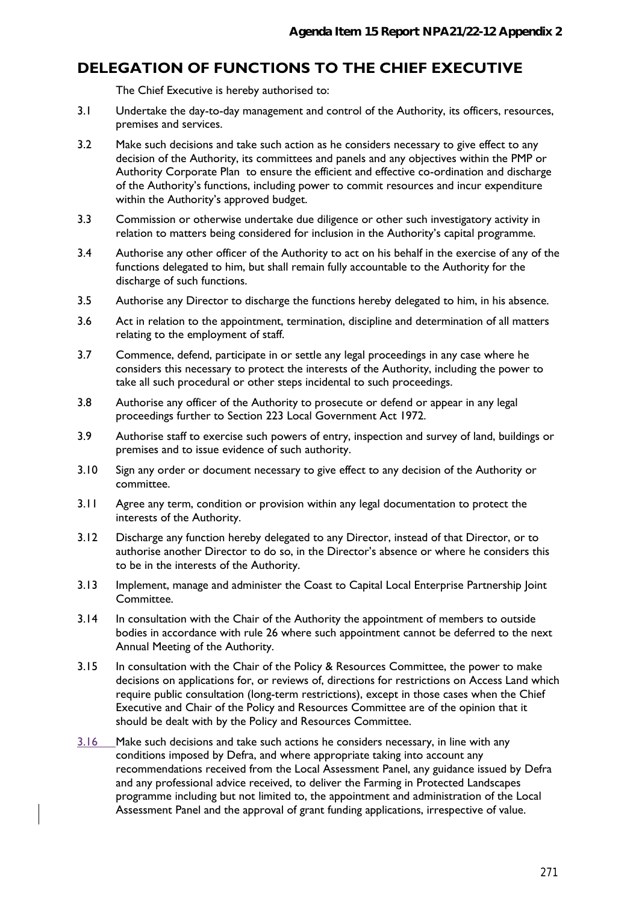## DELEGATION OF FUNCTIONS TO THE CHIEF EXECUTIVE

The Chief Executive is hereby authorised to:

3.1 Undertake the day-to-day management and control of the Authority, its officers, resources, premises and services.

3.2 Make such decisions and take such action as he considers necessary to give effect to any decision of the Authority, its committees and panels and any objectives within the PMP or Authority Corporate Plan to ensure the efficient and effective co-ordination and discharge of the Authority's functions, including power to commit resources and incur expenditure within the Authority's approved budget.

3.3 Commission or otherwise undertake due diligence or other such investigatory activity in relation to matters being considered for inclusion in the Authority's capital programme.

3.4 Authorise any other officer of the Authority to act on his behalf in the exercise of any of the functions delegated to him, but shall remain fully accountable to the Authority for the discharge of such functions.

3.5 Authorise any Director to discharge the functions hereby delegated to him, in his absence.

3.6 Act in relation to the appointment, termination, discipline and determination of all matters relating to the employment of staff.

3.7 Commence, defend, participate in or settle any legal proceedings in any case where he considers this necessary to protect the interests of the Authority, including the power to take all such procedural or other steps incidental to such proceedings.

3.8 Authorise any officer of the Authority to prosecute or defend or appear in any legal proceedings further to Section 223 Local Government Act 1972.

3.9 Authorise staff to exercise such powers of entry, inspection and survey of land, buildings or premises and to issue evidence of such authority.

3.10 Sign any order or document necessary to give effect to any decision of the Authority or committee.

3.11 Agree any term, condition or provision within any legal documentation to protect the interests of the Authority.

3.12 Discharge any function hereby delegated to any Director, instead of that Director, or to authorise another Director to do so, in the Director's absence or where he considers this to be in the interests of the Authority.

3.13 Implement, manage and administer the Coast to Capital Local Enterprise Partnership Joint Committee.

3.14 In consultation with the Chair of the Authority the appointment of members to outside bodies in accordance with rule 26 where such appointment cannot be deferred to the next Annual Meeting of the Authority.

3.15 In consultation with the Chair of the Policy & Resources Committee, the power to make decisions on applications for, or reviews of, directions for restrictions on Access Land which require public consultation (long-term restrictions), except in those cases when the Chief Executive and Chair of the Policy and Resources Committee are of the opinion that it should be dealt with by the Policy and Resources Committee.

3.16 Make such decisions and take such actions he considers necessary, in line with any conditions imposed by Defra, and where appropriate taking into account any recommendations received from the Local Assessment Panel, any guidance issued by Defra and any professional advice received, to deliver the Farming in Protected Landscapes programme including but not limited to, the appointment and administration of the Local Assessment Panel and the approval of grant funding applications, irrespective of value.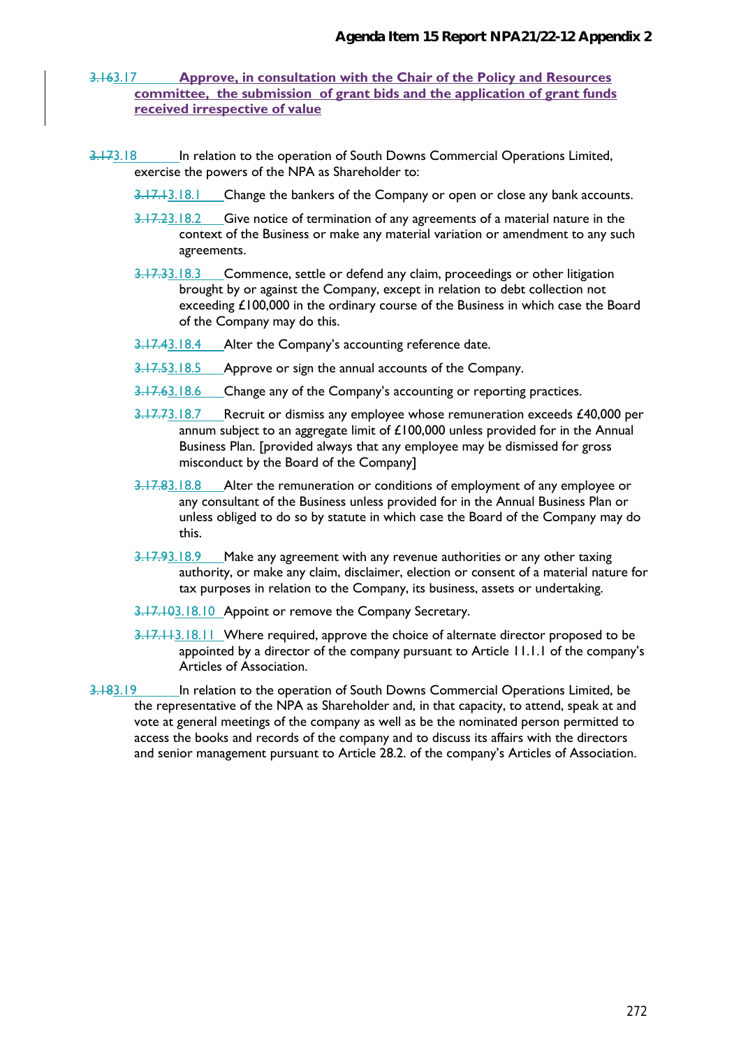3.163.17 **Approve, in consultation with the Chair of the Policy and Resources committee, the submission of grant bids and the application of grant funds received irrespective of value**

3.173.18 In relation to the operation of South Downs Commercial Operations Limited, exercise the powers of the NPA as Shareholder to:

3.17.13.18.1 Change the bankers of the Company or open or close any bank accounts.

3.17.23.18.2 Give notice of termination of any agreements of a material nature in the context of the Business or make any material variation or amendment to any such agreements.

3.17.33.18.3 Commence, settle or defend any claim, proceedings or other litigation brought by or against the Company, except in relation to debt collection not exceeding £100,000 in the ordinary course of the Business in which case the Board of the Company may do this.

3.17.43.18.4 Alter the Company's accounting reference date.

3.17.53.18.5 Approve or sign the annual accounts of the Company.

3.17.63.18.6 Change any of the Company's accounting or reporting practices.

3.17.73.18.7 Recruit or dismiss any employee whose remuneration exceeds £40,000 per annum subject to an aggregate limit of £100,000 unless provided for in the Annual Business Plan. [provided always that any employee may be dismissed for gross misconduct by the Board of the Company]

3.17.83.18.8 Alter the remuneration or conditions of employment of any employee or any consultant of the Business unless provided for in the Annual Business Plan or unless obliged to do so by statute in which case the Board of the Company may do this.

3.17.93.18.9 Make any agreement with any revenue authorities or any other taxing authority, or make any claim, disclaimer, election or consent of a material nature for tax purposes in relation to the Company, its business, assets or undertaking.

3.17.103.18.10 Appoint or remove the Company Secretary.

3.17.113.18.11 Where required, approve the choice of alternate director proposed to be appointed by a director of the company pursuant to Article 11.1.1 of the company's Articles of Association.

3.183.19 In relation to the operation of South Downs Commercial Operations Limited, be the representative of the NPA as Shareholder and, in that capacity, to attend, speak at and vote at general meetings of the company as well as be the nominated person permitted to access the books and records of the company and to discuss its affairs with the directors and senior management pursuant to Article 28.2. of the company's Articles of Association.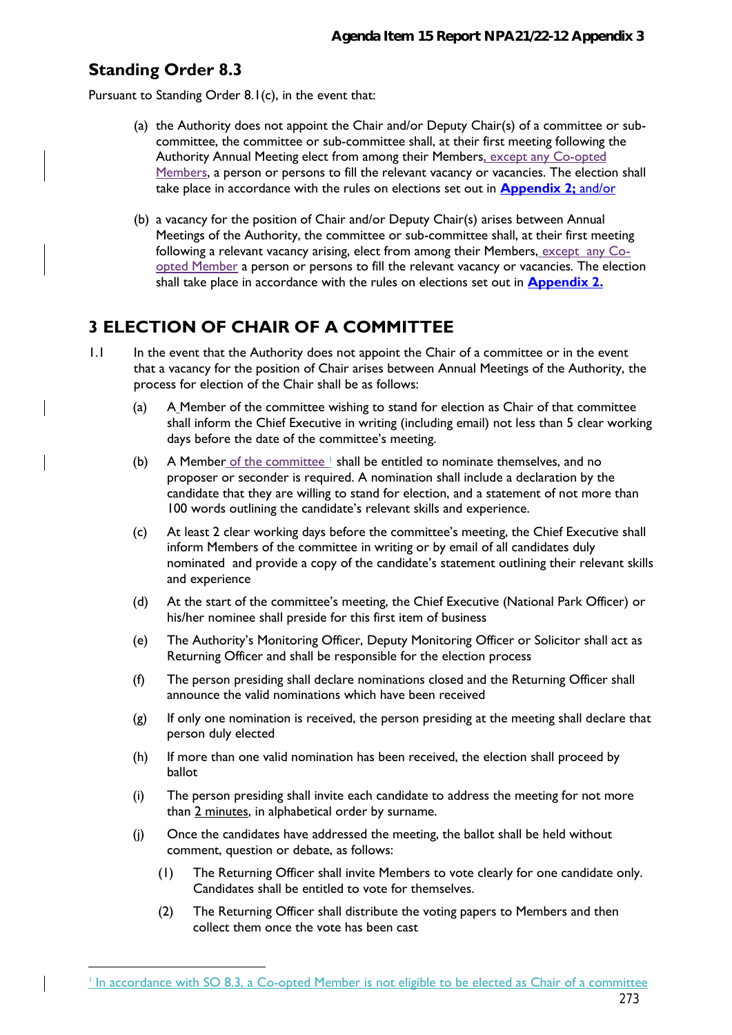## Standing Order 8.3

Pursuant to Standing Order 8.1(c), in the event that:

(a) the Authority does not appoint the Chair and/or Deputy Chair(s) of a committee or sub-committee, the committee or sub-committee shall, at their first meeting following the Authority Annual Meeting elect from among their Members, except any Co-opted Members, a person or persons to fill the relevant vacancy or vacancies. The election shall take place in accordance with the rules on elections set out in **Appendix 2;** and/or

(b) a vacancy for the position of Chair and/or Deputy Chair(s) arises between Annual Meetings of the Authority, the committee or sub-committee shall, at their first meeting following a relevant vacancy arising, elect from among their Members, except any Co-opted Member a person or persons to fill the relevant vacancy or vacancies. The election shall take place in accordance with the rules on elections set out in **Appendix 2.**

## 3 ELECTION OF CHAIR OF A COMMITTEE

1.1 In the event that the Authority does not appoint the Chair of a committee or in the event that a vacancy for the position of Chair arises between Annual Meetings of the Authority, the process for election of the Chair shall be as follows:

(a) A Member of the committee wishing to stand for election as Chair of that committee shall inform the Chief Executive in writing (including email) not less than 5 clear working days before the date of the committee's meeting.

(b) A Member of the committee [1] shall be entitled to nominate themselves, and no proposer or seconder is required. A nomination shall include a declaration by the candidate that they are willing to stand for election, and a statement of not more than 100 words outlining the candidate's relevant skills and experience.

(c) At least 2 clear working days before the committee's meeting, the Chief Executive shall inform Members of the committee in writing or by email of all candidates duly nominated and provide a copy of the candidate's statement outlining their relevant skills and experience

(d) At the start of the committee's meeting, the Chief Executive (National Park Officer) or his/her nominee shall preside for this first item of business

(e) The Authority's Monitoring Officer, Deputy Monitoring Officer or Solicitor shall act as Returning Officer and shall be responsible for the election process

(f) The person presiding shall declare nominations closed and the Returning Officer shall announce the valid nominations which have been received

(g) If only one nomination is received, the person presiding at the meeting shall declare that person duly elected

(h) If more than one valid nomination has been received, the election shall proceed by ballot

(i) The person presiding shall invite each candidate to address the meeting for not more than 2 minutes, in alphabetical order by surname.

(j) Once the candidates have addressed the meeting, the ballot shall be held without comment, question or debate, as follows:

(1) The Returning Officer shall invite Members to vote clearly for one candidate only. Candidates shall be entitled to vote for themselves.

(2) The Returning Officer shall distribute the voting papers to Members and then collect them once the vote has been cast

---

[1] In accordance with SO 8.3, a Co-opted Member is not eligible to be elected as Chair of a committee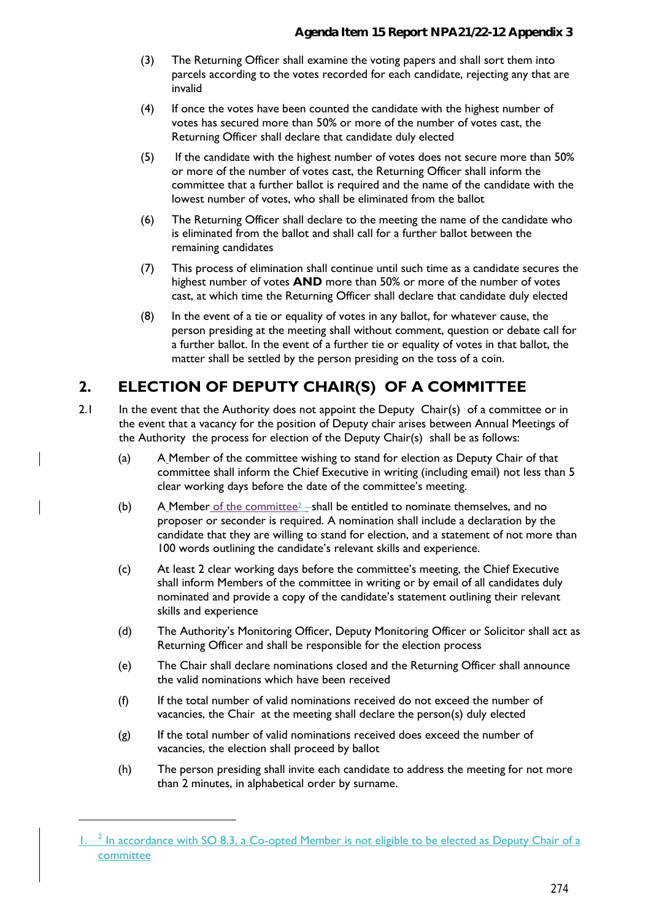(3) The Returning Officer shall examine the voting papers and shall sort them into parcels according to the votes recorded for each candidate, rejecting any that are invalid

(4) If once the votes have been counted the candidate with the highest number of votes has secured more than 50% or more of the number of votes cast, the Returning Officer shall declare that candidate duly elected

(5) If the candidate with the highest number of votes does not secure more than 50% or more of the number of votes cast, the Returning Officer shall inform the committee that a further ballot is required and the name of the candidate with the lowest number of votes, who shall be eliminated from the ballot

(6) The Returning Officer shall declare to the meeting the name of the candidate who is eliminated from the ballot and shall call for a further ballot between the remaining candidates

(7) This process of elimination shall continue until such time as a candidate secures the highest number of votes **AND** more than 50% or more of the number of votes cast, at which time the Returning Officer shall declare that candidate duly elected

(8) In the event of a tie or equality of votes in any ballot, for whatever cause, the person presiding at the meeting shall without comment, question or debate call for a further ballot. In the event of a further tie or equality of votes in that ballot, the matter shall be settled by the person presiding on the toss of a coin.

## 2. ELECTION OF DEPUTY CHAIR(S) OF A COMMITTEE

2.1 In the event that the Authority does not appoint the Deputy Chair(s) of a committee or in the event that a vacancy for the position of Deputy chair arises between Annual Meetings of the Authority the process for election of the Deputy Chair(s) shall be as follows:

(a) A Member of the committee wishing to stand for election as Deputy Chair of that committee shall inform the Chief Executive in writing (including email) not less than 5 clear working days before the date of the committee's meeting.

(b) A Member of the committee[2] shall be entitled to nominate themselves, and no proposer or seconder is required. A nomination shall include a declaration by the candidate that they are willing to stand for election, and a statement of not more than 100 words outlining the candidate's relevant skills and experience.

(c) At least 2 clear working days before the committee's meeting, the Chief Executive shall inform Members of the committee in writing or by email of all candidates duly nominated and provide a copy of the candidate's statement outlining their relevant skills and experience

(d) The Authority's Monitoring Officer, Deputy Monitoring Officer or Solicitor shall act as Returning Officer and shall be responsible for the election process

(e) The Chair shall declare nominations closed and the Returning Officer shall announce the valid nominations which have been received

(f) If the total number of valid nominations received do not exceed the number of vacancies, the Chair at the meeting shall declare the person(s) duly elected

(g) If the total number of valid nominations received does exceed the number of vacancies, the election shall proceed by ballot

(h) The person presiding shall invite each candidate to address the meeting for not more than 2 minutes, in alphabetical order by surname.

---

1. [2] In accordance with SO 8.3, a Co-opted Member is not eligible to be elected as Deputy Chair of a committee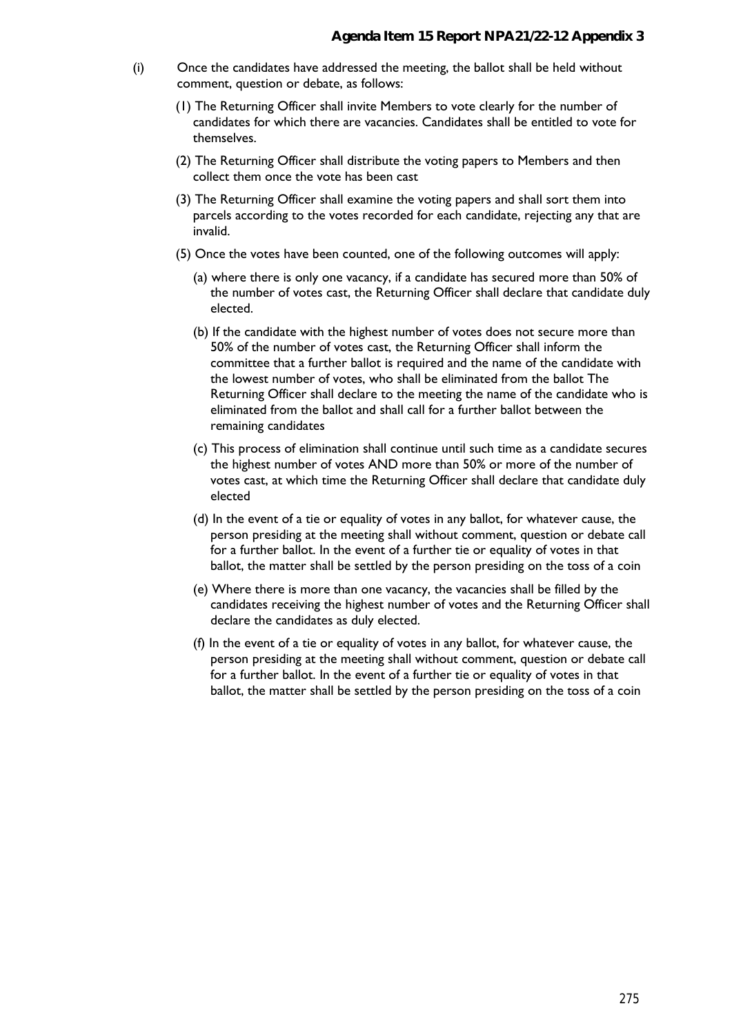(i) Once the candidates have addressed the meeting, the ballot shall be held without comment, question or debate, as follows:

(1) The Returning Officer shall invite Members to vote clearly for the number of candidates for which there are vacancies. Candidates shall be entitled to vote for themselves.

(2) The Returning Officer shall distribute the voting papers to Members and then collect them once the vote has been cast

(3) The Returning Officer shall examine the voting papers and shall sort them into parcels according to the votes recorded for each candidate, rejecting any that are invalid.

(5) Once the votes have been counted, one of the following outcomes will apply:

(a) where there is only one vacancy, if a candidate has secured more than 50% of the number of votes cast, the Returning Officer shall declare that candidate duly elected.

(b) If the candidate with the highest number of votes does not secure more than 50% of the number of votes cast, the Returning Officer shall inform the committee that a further ballot is required and the name of the candidate with the lowest number of votes, who shall be eliminated from the ballot The Returning Officer shall declare to the meeting the name of the candidate who is eliminated from the ballot and shall call for a further ballot between the remaining candidates

(c) This process of elimination shall continue until such time as a candidate secures the highest number of votes AND more than 50% or more of the number of votes cast, at which time the Returning Officer shall declare that candidate duly elected

(d) In the event of a tie or equality of votes in any ballot, for whatever cause, the person presiding at the meeting shall without comment, question or debate call for a further ballot. In the event of a further tie or equality of votes in that ballot, the matter shall be settled by the person presiding on the toss of a coin

(e) Where there is more than one vacancy, the vacancies shall be filled by the candidates receiving the highest number of votes and the Returning Officer shall declare the candidates as duly elected.

(f) In the event of a tie or equality of votes in any ballot, for whatever cause, the person presiding at the meeting shall without comment, question or debate call for a further ballot. In the event of a further tie or equality of votes in that ballot, the matter shall be settled by the person presiding on the toss of a coin